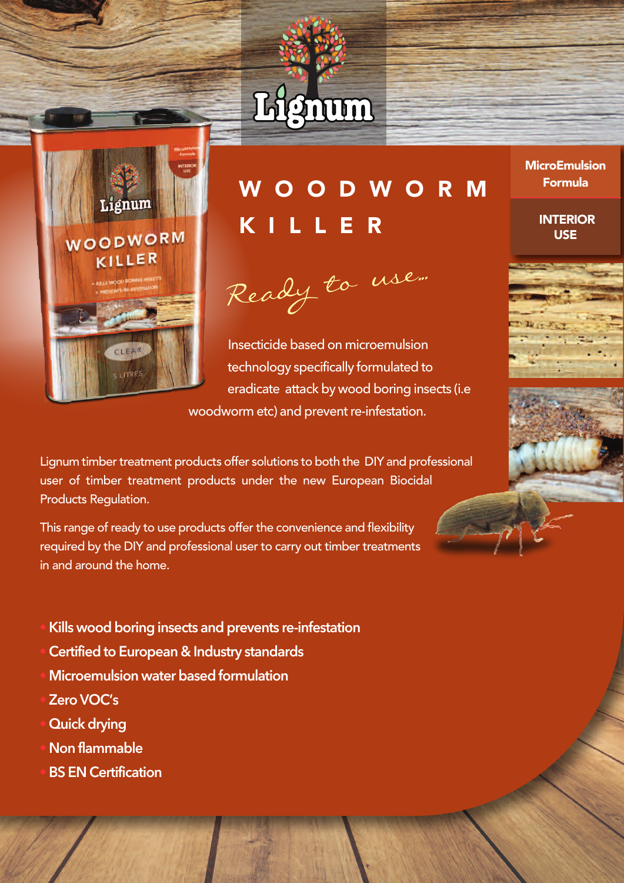# Lignum

**MicroEmulsion Formula**

**INTERIOR USE**

# WOODWORM KILLER

*Ready to use...*

Insecticide based on microemulsion technology specifically formulated to eradicate attack by wood boring insects (i.e woodworm etc) and prevent re-infestation.

Lignum timber treatment products offer solutions to both the DIY and professional user of timber treatment products under the new European Biocidal Products Regulation.

This range of ready to use products offer the convenience and flexibility required by the DIY and professional user to carry out timber treatments in and around the home.

- **Kills wood boring insects and prevents re-infestation**
- **Certified to European & Industry standards**
- **Microemulsion water based formulation**
- **Zero VOC's**
- **Quick drying**
- **Non flammable**
- **BS EN Certification**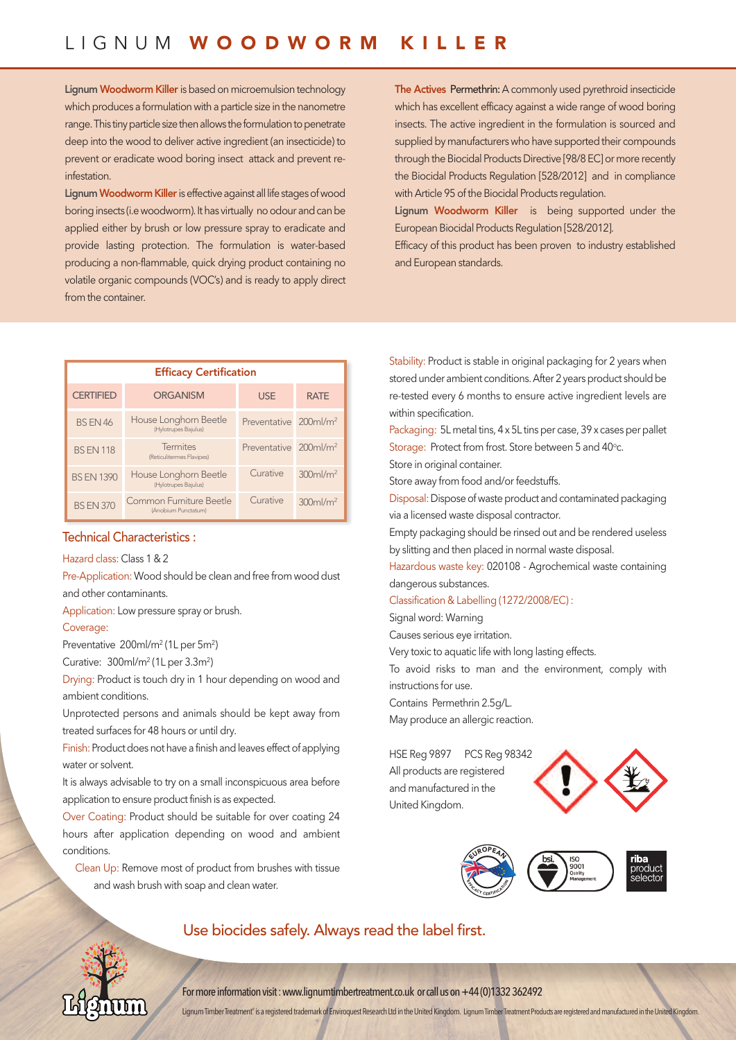# LIGNUM **WOODWORM KILLER**

**Lignum Woodworm Killer** is based on microemulsion technology which produces a formulation with a particle size in the nanometre range. This tiny particle size then allows the formulation to penetrate deep into the wood to deliver active ingredient (an insecticide) to prevent or eradicate wood boring insect attack and prevent re-infestation.

**Lignum Woodworm Killer** is effective against all life stages of wood boring insects (i.e woodworm). It has virtually no odour and can be applied either by brush or low pressure spray to eradicate and provide lasting protection. The formulation is water-based producing a non-flammable, quick drying product containing no volatile organic compounds (VOC's) and is ready to apply direct from the container.

**The Actives Permethrin:** A commonly used pyrethroid insecticide which has excellent efficacy against a wide range of wood boring insects. The active ingredient in the formulation is sourced and supplied by manufacturers who have supported their compounds through the Biocidal Products Directive [98/8 EC] or more recently the Biocidal Products Regulation [528/2012] and in compliance with Article 95 of the Biocidal Products regulation.

**Lignum Woodworm Killer** is being supported under the European Biocidal Products Regulation [528/2012].

Efficacy of this product has been proven to industry established and European standards.

**Efficacy Certification**

| CERTIFIED | ORGANISM | USE | RATE |
|---|---|---|---|
| BS EN 46 | House Longhorn Beetle (Hylotrupes Bajulus) | Preventative | 200ml/m² |
| BS EN 118 | Termites (Reticulitermes Flavipes) | Preventative | 200ml/m² |
| BS EN 1390 | House Longhorn Beetle (Hylotrupes Bajulus) | Curative | 300ml/m² |
| BS EN 370 | Common Furniture Beetle (Anobium Punctatum) | Curative | 300ml/m² |

## Technical Characteristics :

Hazard class: Class 1 & 2

Pre-Application: Wood should be clean and free from wood dust and other contaminants.

Application: Low pressure spray or brush.

Coverage:

Preventative 200ml/m² (1L per 5m²)

Curative: 300ml/m² (1L per 3.3m²)

Drying: Product is touch dry in 1 hour depending on wood and ambient conditions.

Unprotected persons and animals should be kept away from treated surfaces for 48 hours or until dry.

Finish: Product does not have a finish and leaves effect of applying water or solvent.

It is always advisable to try on a small inconspicuous area before application to ensure product finish is as expected.

Over Coating: Product should be suitable for over coating 24 hours after application depending on wood and ambient conditions.

Clean Up: Remove most of product from brushes with tissue and wash brush with soap and clean water.

Stability: Product is stable in original packaging for 2 years when stored under ambient conditions. After 2 years product should be re-tested every 6 months to ensure active ingredient levels are within specification.

Packaging: 5L metal tins, 4 x 5L tins per case, 39 x cases per pallet

Storage: Protect from frost. Store between 5 and 40°c.

Store in original container.

Store away from food and/or feedstuffs.

Disposal: Dispose of waste product and contaminated packaging via a licensed waste disposal contractor.

Empty packaging should be rinsed out and be rendered useless by slitting and then placed in normal waste disposal.

Hazardous waste key: 020108 - Agrochemical waste containing dangerous substances.

Classification & Labelling (1272/2008/EC) :

Signal word: Warning

Causes serious eye irritation.

Very toxic to aquatic life with long lasting effects.

To avoid risks to man and the environment, comply with instructions for use.

Contains Permethrin 2.5g/L.

May produce an allergic reaction.

HSE Reg 9897 PCS Reg 98342

All products are registered and manufactured in the United Kingdom.

Use biocides safely. Always read the label first.

For more information visit : www.lignumtimbertreatment.co.uk or call us on +44 (0)1332 362492

Lignum Timber Treatment® is a registered trademark of Enviroquest Research Ltd in the United Kingdom. Lignum Timber Treatment Products are registered and manufactured in the United Kingdom.